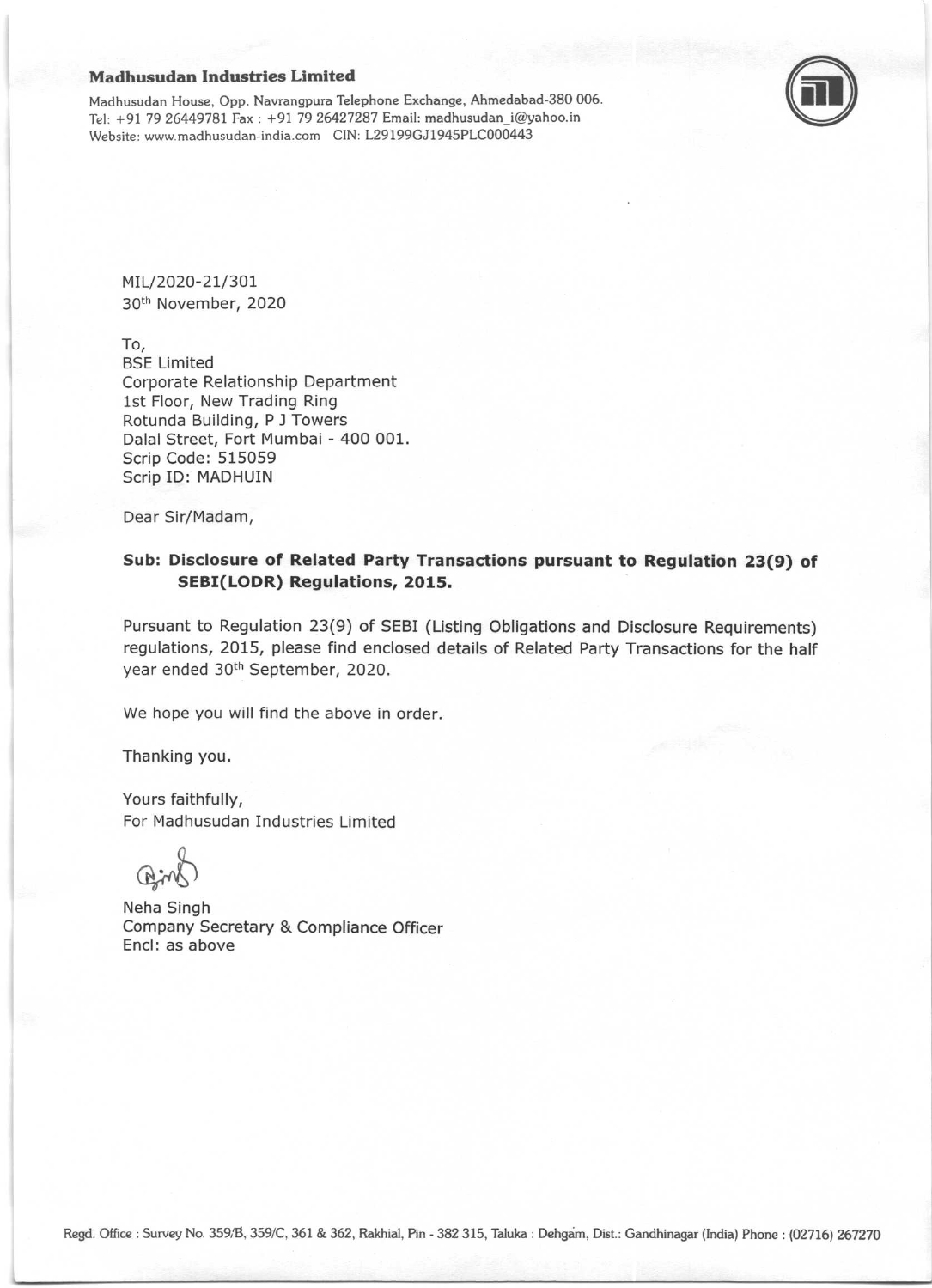**Madhusudan Industries Limited**

Madhusudan House, Opp. Navrangpura Telephone Exchange, Ahmedabad-380 006.
Tel: +91 79 26449781 Fax : +91 79 26427287 Email: madhusudan_i@yahoo.in
Website: www.madhusudan-india.com CIN: L29199GJ1945PLC000443

MIL/2020-21/301
30th November, 2020

To,
BSE Limited
Corporate Relationship Department
1st Floor, New Trading Ring
Rotunda Building, P J Towers
Dalal Street, Fort Mumbai - 400 001.
Scrip Code: 515059
Scrip ID: MADHUIN

Dear Sir/Madam,

**Sub: Disclosure of Related Party Transactions pursuant to Regulation 23(9) of SEBI(LODR) Regulations, 2015.**

Pursuant to Regulation 23(9) of SEBI (Listing Obligations and Disclosure Requirements) regulations, 2015, please find enclosed details of Related Party Transactions for the half year ended 30th September, 2020.

We hope you will find the above in order.

Thanking you.

Yours faithfully,
For Madhusudan Industries Limited

Neha Singh
Company Secretary & Compliance Officer
Encl: as above

Regd. Office : Survey No. 359/B, 359/C, 361 & 362, Rakhial, Pin - 382 315, Taluka : Dehgam, Dist.: Gandhinagar (India) Phone : (02716) 267270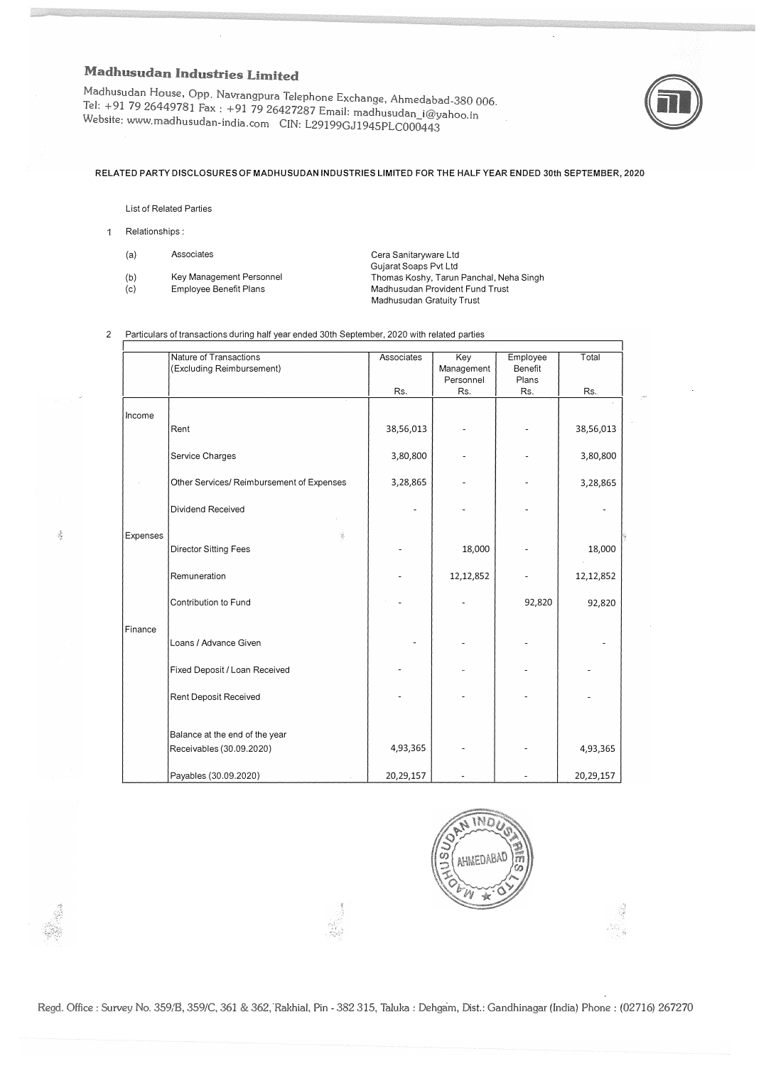# Madhusudan Industries Limited

Madhusudan House, Opp. Navrangpura Telephone Exchange, Ahmedabad-380 006.
Tel: +91 79 26449781 Fax : +91 79 26427287 Email: madhusudan_i@yahoo.in
Website: www.madhusudan-india.com CIN: L29199GJ1945PLC000443

## RELATED PARTY DISCLOSURES OF MADHUSUDAN INDUSTRIES LIMITED FOR THE HALF YEAR ENDED 30th SEPTEMBER, 2020

List of Related Parties

1. Relationships :

| | | |
|---|---|---|
| (a) | Associates | Cera Sanitaryware Ltd<br>Gujarat Soaps Pvt Ltd |
| (b) | Key Management Personnel | Thomas Koshy, Tarun Panchal, Neha Singh |
| (c) | Employee Benefit Plans | Madhusudan Provident Fund Trust<br>Madhusudan Gratuity Trust |

2. Particulars of transactions during half year ended 30th September, 2020 with related parties

| | Nature of Transactions (Excluding Reimbursement) | Associates Rs. | Key Management Personnel Rs. | Employee Benefit Plans Rs. | Total Rs. |
|---|---|---|---|---|---|
| Income | | | | | |
| | Rent | 38,56,013 | - | - | 38,56,013 |
| | Service Charges | 3,80,800 | - | - | 3,80,800 |
| | Other Services/ Reimbursement of Expenses | 3,28,865 | - | - | 3,28,865 |
| | Dividend Received | - | - | - | - |
| Expenses | | | | | |
| | Director Sitting Fees | - | 18,000 | - | 18,000 |
| | Remuneration | - | 12,12,852 | - | 12,12,852 |
| | Contribution to Fund | - | - | 92,820 | 92,820 |
| Finance | | | | | |
| | Loans / Advance Given | - | - | - | - |
| | Fixed Deposit / Loan Received | - | - | - | - |
| | Rent Deposit Received | - | - | - | - |
| | Balance at the end of the year | | | | |
| | Receivables (30.09.2020) | 4,93,365 | - | - | 4,93,365 |
| | Payables (30.09.2020) | 20,29,157 | - | - | 20,29,157 |

Regd. Office : Survey No. 359/B, 359/C, 361 & 362, Rakhial, Pin - 382 315, Taluka : Dehgam, Dist.: Gandhinagar (India) Phone : (02716) 267270